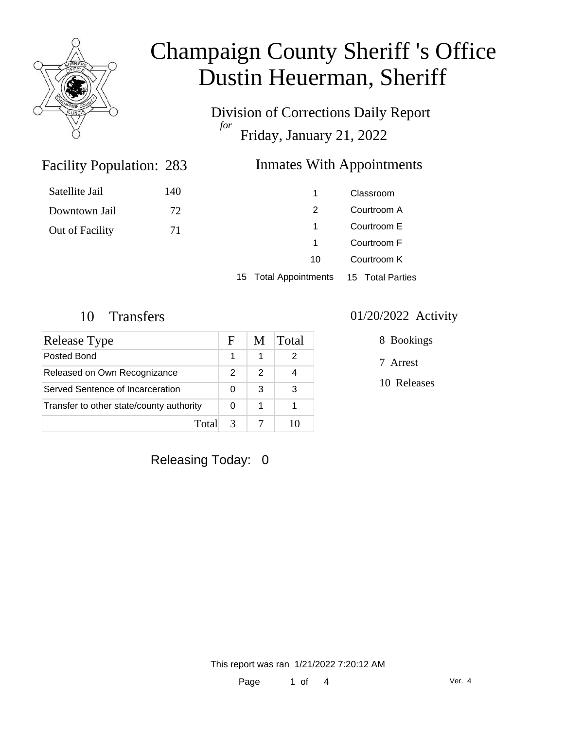# Champaign County Sheriff 's Office
# Dustin Heuerman, Sheriff

Division of Corrections Daily Report

*for*

Friday, January 21, 2022

## Facility Population: 283

| | |
|---|---|
| Satellite Jail | 140 |
| Downtown Jail | 72 |
| Out of Facility | 71 |

## Inmates With Appointments

| | |
|---|---|
| 1 | Classroom |
| 2 | Courtroom A |
| 1 | Courtroom E |
| 1 | Courtroom F |
| 10 | Courtroom K |
| 15 Total Appointments | 15 Total Parties |

## 10 Transfers

| Release Type | F | M | Total |
|---|---|---|---|
| Posted Bond | 1 | 1 | 2 |
| Released on Own Recognizance | 2 | 2 | 4 |
| Served Sentence of Incarceration | 0 | 3 | 3 |
| Transfer to other state/county authority | 0 | 1 | 1 |
| Total | 3 | 7 | 10 |

## 01/20/2022 Activity

8 Bookings

7 Arrest

10 Releases

Releasing Today: 0

This report was ran 1/21/2022 7:20:12 AM

Ver. 4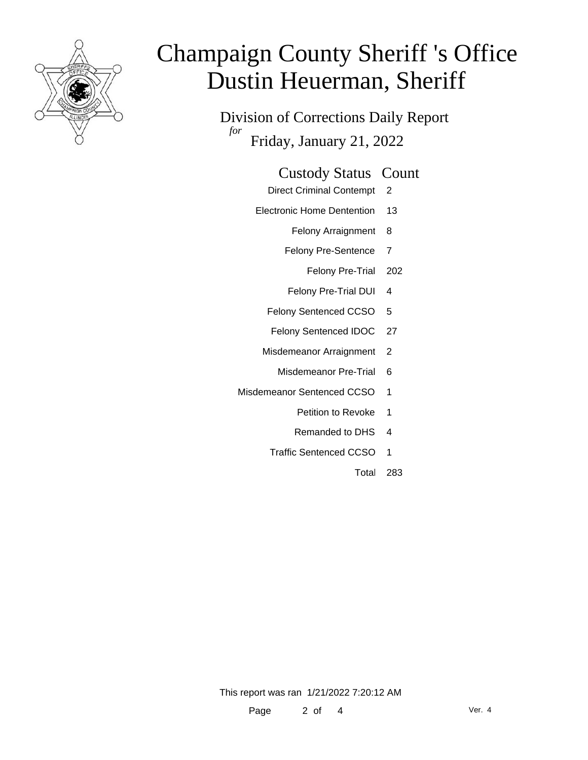# Champaign County Sheriff 's Office
# Dustin Heuerman, Sheriff

## Division of Corrections Daily Report
*for*
Friday, January 21, 2022

| Custody Status | Count |
|---|---|
| Direct Criminal Contempt | 2 |
| Electronic Home Dentention | 13 |
| Felony Arraignment | 8 |
| Felony Pre-Sentence | 7 |
| Felony Pre-Trial | 202 |
| Felony Pre-Trial DUI | 4 |
| Felony Sentenced CCSO | 5 |
| Felony Sentenced IDOC | 27 |
| Misdemeanor Arraignment | 2 |
| Misdemeanor Pre-Trial | 6 |
| Misdemeanor Sentenced CCSO | 1 |
| Petition to Revoke | 1 |
| Remanded to DHS | 4 |
| Traffic Sentenced CCSO | 1 |
| Total | 283 |

This report was ran 1/21/2022 7:20:12 AM

Ver. 4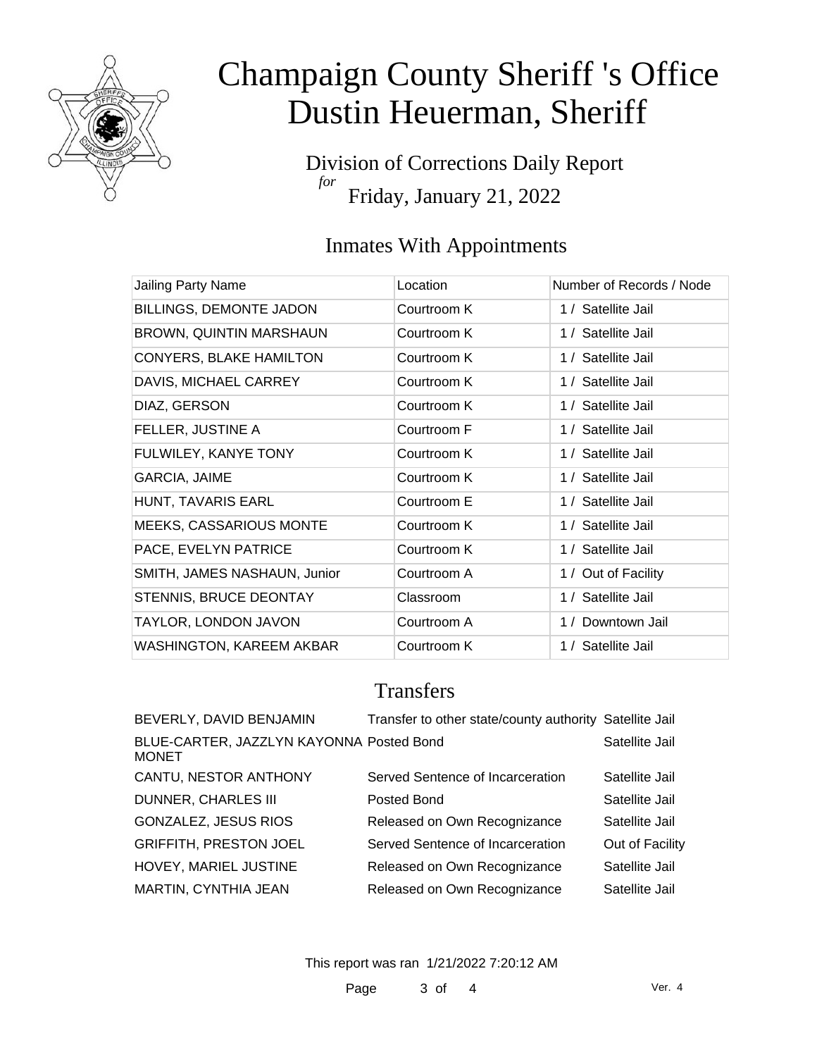# Champaign County Sheriff 's Office
# Dustin Heuerman, Sheriff

Division of Corrections Daily Report
*for*
Friday, January 21, 2022

## Inmates With Appointments

| Jailing Party Name | Location | Number of Records / Node |
|---|---|---|
| BILLINGS, DEMONTE JADON | Courtroom K | 1 / Satellite Jail |
| BROWN, QUINTIN MARSHAUN | Courtroom K | 1 / Satellite Jail |
| CONYERS, BLAKE HAMILTON | Courtroom K | 1 / Satellite Jail |
| DAVIS, MICHAEL CARREY | Courtroom K | 1 / Satellite Jail |
| DIAZ, GERSON | Courtroom K | 1 / Satellite Jail |
| FELLER, JUSTINE A | Courtroom F | 1 / Satellite Jail |
| FULWILEY, KANYE TONY | Courtroom K | 1 / Satellite Jail |
| GARCIA, JAIME | Courtroom K | 1 / Satellite Jail |
| HUNT, TAVARIS EARL | Courtroom E | 1 / Satellite Jail |
| MEEKS, CASSARIOUS MONTE | Courtroom K | 1 / Satellite Jail |
| PACE, EVELYN PATRICE | Courtroom K | 1 / Satellite Jail |
| SMITH, JAMES NASHAUN, Junior | Courtroom A | 1 / Out of Facility |
| STENNIS, BRUCE DEONTAY | Classroom | 1 / Satellite Jail |
| TAYLOR, LONDON JAVON | Courtroom A | 1 / Downtown Jail |
| WASHINGTON, KAREEM AKBAR | Courtroom K | 1 / Satellite Jail |

## Transfers

| | | |
|---|---|---|
| BEVERLY, DAVID BENJAMIN | Transfer to other state/county authority | Satellite Jail |
| BLUE-CARTER, JAZZLYN KAYONNA MONET | Posted Bond | Satellite Jail |
| CANTU, NESTOR ANTHONY | Served Sentence of Incarceration | Satellite Jail |
| DUNNER, CHARLES III | Posted Bond | Satellite Jail |
| GONZALEZ, JESUS RIOS | Released on Own Recognizance | Satellite Jail |
| GRIFFITH, PRESTON JOEL | Served Sentence of Incarceration | Out of Facility |
| HOVEY, MARIEL JUSTINE | Released on Own Recognizance | Satellite Jail |
| MARTIN, CYNTHIA JEAN | Released on Own Recognizance | Satellite Jail |

This report was ran 1/21/2022 7:20:12 AM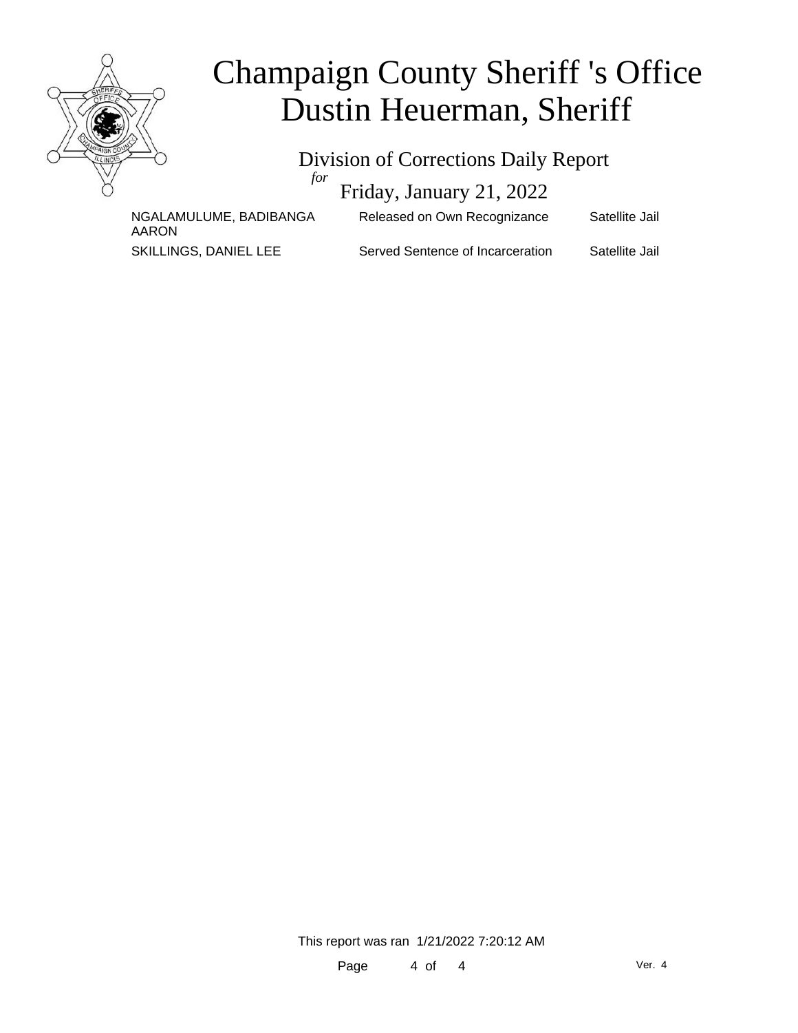# Champaign County Sheriff 's Office
# Dustin Heuerman, Sheriff

Division of Corrections Daily Report

*for* Friday, January 21, 2022

| | | |
|---|---|---|
| NGALAMULUME, BADIBANGA AARON | Released on Own Recognizance | Satellite Jail |
| SKILLINGS, DANIEL LEE | Served Sentence of Incarceration | Satellite Jail |

This report was ran 1/21/2022 7:20:12 AM

Ver. 4